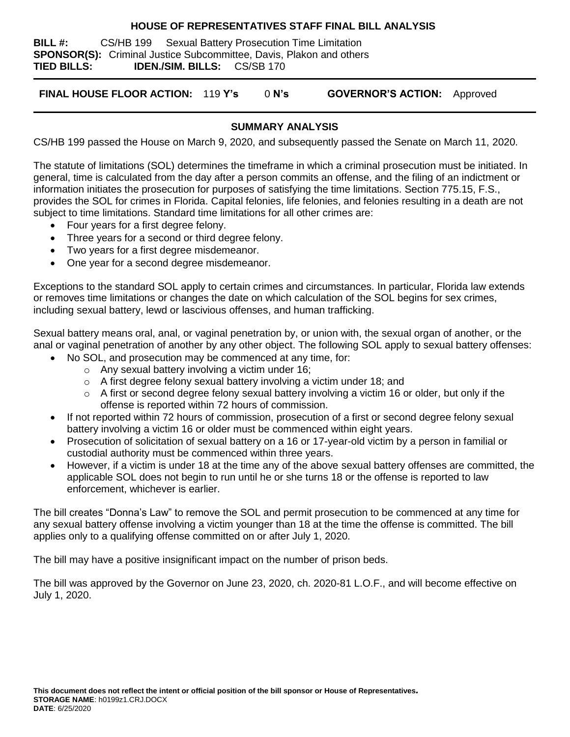# HOUSE OF REPRESENTATIVES STAFF FINAL BILL ANALYSIS

**BILL #:** CS/HB 199 Sexual Battery Prosecution Time Limitation
**SPONSOR(S):** Criminal Justice Subcommittee, Davis, Plakon and others
**TIED BILLS:** **IDEN./SIM. BILLS:** CS/SB 170

**FINAL HOUSE FLOOR ACTION:** 119 **Y's** 0 **N's** **GOVERNOR'S ACTION:** Approved

## SUMMARY ANALYSIS

CS/HB 199 passed the House on March 9, 2020, and subsequently passed the Senate on March 11, 2020.

The statute of limitations (SOL) determines the timeframe in which a criminal prosecution must be initiated. In general, time is calculated from the day after a person commits an offense, and the filing of an indictment or information initiates the prosecution for purposes of satisfying the time limitations. Section 775.15, F.S., provides the SOL for crimes in Florida. Capital felonies, life felonies, and felonies resulting in a death are not subject to time limitations. Standard time limitations for all other crimes are:

- Four years for a first degree felony.
- Three years for a second or third degree felony.
- Two years for a first degree misdemeanor.
- One year for a second degree misdemeanor.

Exceptions to the standard SOL apply to certain crimes and circumstances. In particular, Florida law extends or removes time limitations or changes the date on which calculation of the SOL begins for sex crimes, including sexual battery, lewd or lascivious offenses, and human trafficking.

Sexual battery means oral, anal, or vaginal penetration by, or union with, the sexual organ of another, or the anal or vaginal penetration of another by any other object. The following SOL apply to sexual battery offenses:

- No SOL, and prosecution may be commenced at any time, for:
  - Any sexual battery involving a victim under 16;
  - A first degree felony sexual battery involving a victim under 18; and
  - A first or second degree felony sexual battery involving a victim 16 or older, but only if the offense is reported within 72 hours of commission.
- If not reported within 72 hours of commission, prosecution of a first or second degree felony sexual battery involving a victim 16 or older must be commenced within eight years.
- Prosecution of solicitation of sexual battery on a 16 or 17-year-old victim by a person in familial or custodial authority must be commenced within three years.
- However, if a victim is under 18 at the time any of the above sexual battery offenses are committed, the applicable SOL does not begin to run until he or she turns 18 or the offense is reported to law enforcement, whichever is earlier.

The bill creates "Donna's Law" to remove the SOL and permit prosecution to be commenced at any time for any sexual battery offense involving a victim younger than 18 at the time the offense is committed. The bill applies only to a qualifying offense committed on or after July 1, 2020.

The bill may have a positive insignificant impact on the number of prison beds.

The bill was approved by the Governor on June 23, 2020, ch. 2020-81 L.O.F., and will become effective on July 1, 2020.

**This document does not reflect the intent or official position of the bill sponsor or House of Representatives.**
**STORAGE NAME**: h0199z1.CRJ.DOCX
**DATE**: 6/25/2020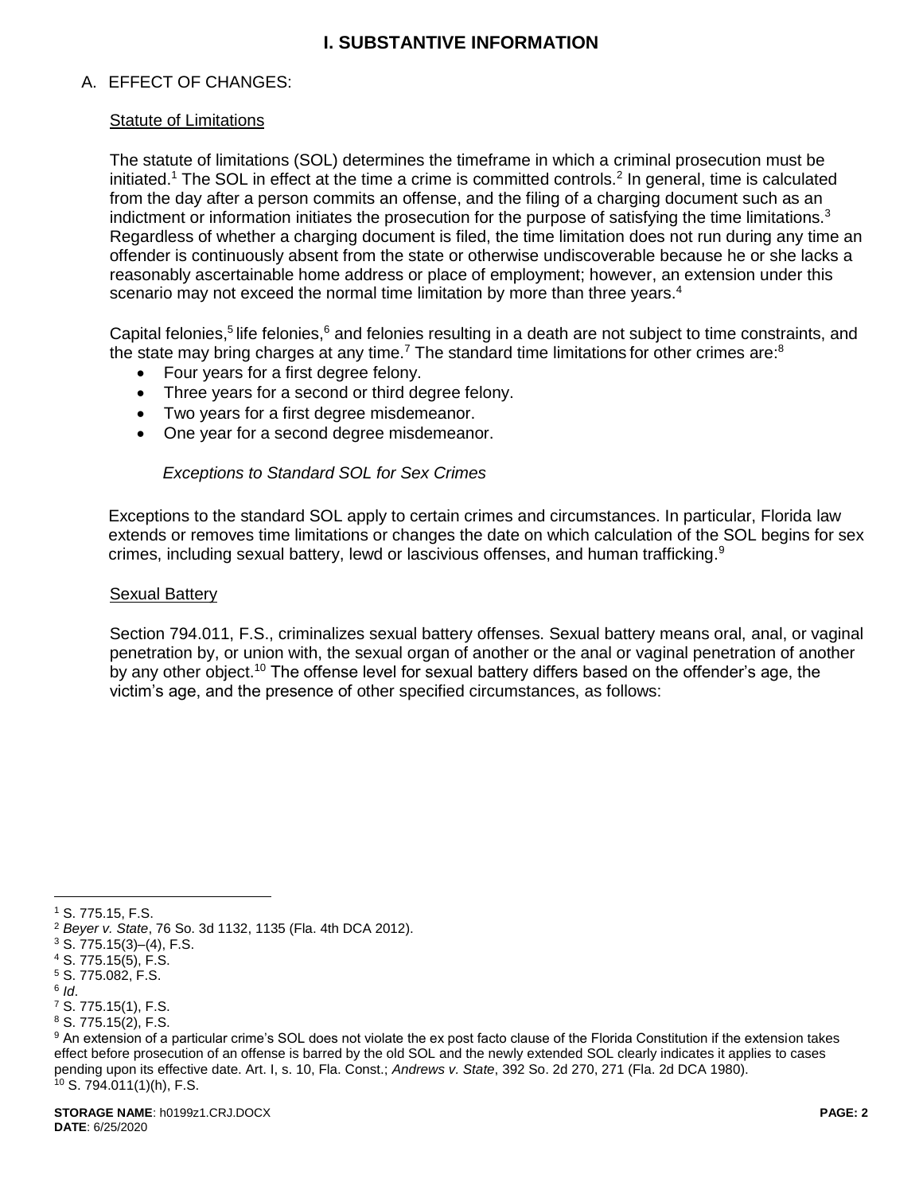# I. SUBSTANTIVE INFORMATION

## A. EFFECT OF CHANGES:

### Statute of Limitations

The statute of limitations (SOL) determines the timeframe in which a criminal prosecution must be initiated.[1] The SOL in effect at the time a crime is committed controls.[2] In general, time is calculated from the day after a person commits an offense, and the filing of a charging document such as an indictment or information initiates the prosecution for the purpose of satisfying the time limitations.[3] Regardless of whether a charging document is filed, the time limitation does not run during any time an offender is continuously absent from the state or otherwise undiscoverable because he or she lacks a reasonably ascertainable home address or place of employment; however, an extension under this scenario may not exceed the normal time limitation by more than three years.[4]

Capital felonies,[5] life felonies,[6] and felonies resulting in a death are not subject to time constraints, and the state may bring charges at any time.[7] The standard time limitations for other crimes are:[8]

- Four years for a first degree felony.
- Three years for a second or third degree felony.
- Two years for a first degree misdemeanor.
- One year for a second degree misdemeanor.

*Exceptions to Standard SOL for Sex Crimes*

Exceptions to the standard SOL apply to certain crimes and circumstances. In particular, Florida law extends or removes time limitations or changes the date on which calculation of the SOL begins for sex crimes, including sexual battery, lewd or lascivious offenses, and human trafficking.[9]

### Sexual Battery

Section 794.011, F.S., criminalizes sexual battery offenses. Sexual battery means oral, anal, or vaginal penetration by, or union with, the sexual organ of another or the anal or vaginal penetration of another by any other object.[10] The offense level for sexual battery differs based on the offender's age, the victim's age, and the presence of other specified circumstances, as follows:

---

[1] S. 775.15, F.S.

[2] *Beyer v. State*, 76 So. 3d 1132, 1135 (Fla. 4th DCA 2012).

[3] S. 775.15(3)–(4), F.S.

[4] S. 775.15(5), F.S.

[5] S. 775.082, F.S.

[6] *Id*.

[7] S. 775.15(1), F.S.

[8] S. 775.15(2), F.S.

[9] An extension of a particular crime's SOL does not violate the ex post facto clause of the Florida Constitution if the extension takes effect before prosecution of an offense is barred by the old SOL and the newly extended SOL clearly indicates it applies to cases pending upon its effective date. Art. I, s. 10, Fla. Const.; *Andrews v. State*, 392 So. 2d 270, 271 (Fla. 2d DCA 1980).

[10] S. 794.011(1)(h), F.S.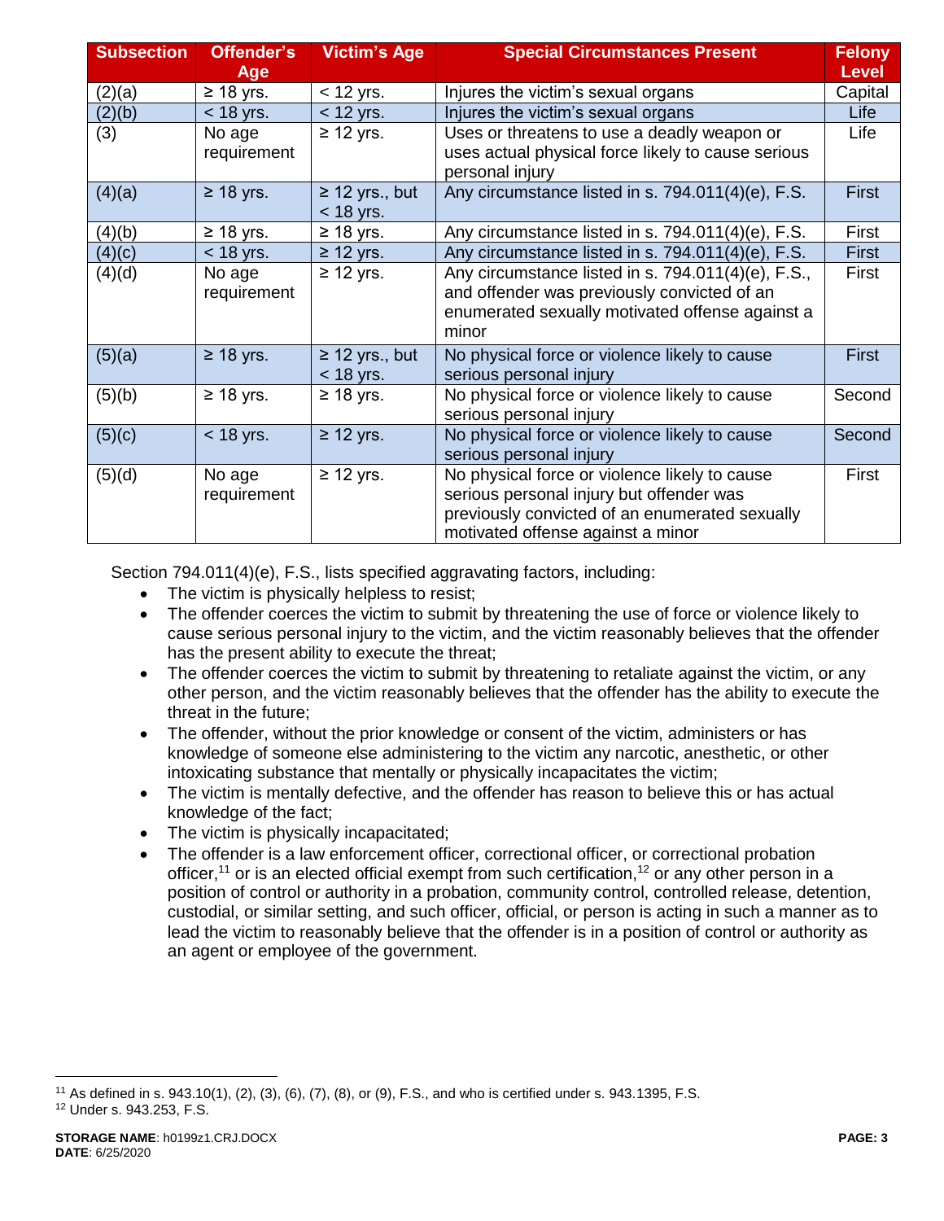| Subsection | Offender's Age | Victim's Age | Special Circumstances Present | Felony Level |
|---|---|---|---|---|
| (2)(a) | ≥ 18 yrs. | < 12 yrs. | Injures the victim's sexual organs | Capital |
| (2)(b) | < 18 yrs. | < 12 yrs. | Injures the victim's sexual organs | Life |
| (3) | No age requirement | ≥ 12 yrs. | Uses or threatens to use a deadly weapon or uses actual physical force likely to cause serious personal injury | Life |
| (4)(a) | ≥ 18 yrs. | ≥ 12 yrs., but < 18 yrs. | Any circumstance listed in s. 794.011(4)(e), F.S. | First |
| (4)(b) | ≥ 18 yrs. | ≥ 18 yrs. | Any circumstance listed in s. 794.011(4)(e), F.S. | First |
| (4)(c) | < 18 yrs. | ≥ 12 yrs. | Any circumstance listed in s. 794.011(4)(e), F.S. | First |
| (4)(d) | No age requirement | ≥ 12 yrs. | Any circumstance listed in s. 794.011(4)(e), F.S., and offender was previously convicted of an enumerated sexually motivated offense against a minor | First |
| (5)(a) | ≥ 18 yrs. | ≥ 12 yrs., but < 18 yrs. | No physical force or violence likely to cause serious personal injury | First |
| (5)(b) | ≥ 18 yrs. | ≥ 18 yrs. | No physical force or violence likely to cause serious personal injury | Second |
| (5)(c) | < 18 yrs. | ≥ 12 yrs. | No physical force or violence likely to cause serious personal injury | Second |
| (5)(d) | No age requirement | ≥ 12 yrs. | No physical force or violence likely to cause serious personal injury but offender was previously convicted of an enumerated sexually motivated offense against a minor | First |

Section 794.011(4)(e), F.S., lists specified aggravating factors, including:

- The victim is physically helpless to resist;
- The offender coerces the victim to submit by threatening the use of force or violence likely to cause serious personal injury to the victim, and the victim reasonably believes that the offender has the present ability to execute the threat;
- The offender coerces the victim to submit by threatening to retaliate against the victim, or any other person, and the victim reasonably believes that the offender has the ability to execute the threat in the future;
- The offender, without the prior knowledge or consent of the victim, administers or has knowledge of someone else administering to the victim any narcotic, anesthetic, or other intoxicating substance that mentally or physically incapacitates the victim;
- The victim is mentally defective, and the offender has reason to believe this or has actual knowledge of the fact;
- The victim is physically incapacitated;
- The offender is a law enforcement officer, correctional officer, or correctional probation officer,[11] or is an elected official exempt from such certification,[12] or any other person in a position of control or authority in a probation, community control, controlled release, detention, custodial, or similar setting, and such officer, official, or person is acting in such a manner as to lead the victim to reasonably believe that the offender is in a position of control or authority as an agent or employee of the government.

[11] As defined in s. 943.10(1), (2), (3), (6), (7), (8), or (9), F.S., and who is certified under s. 943.1395, F.S.

[12] Under s. 943.253, F.S.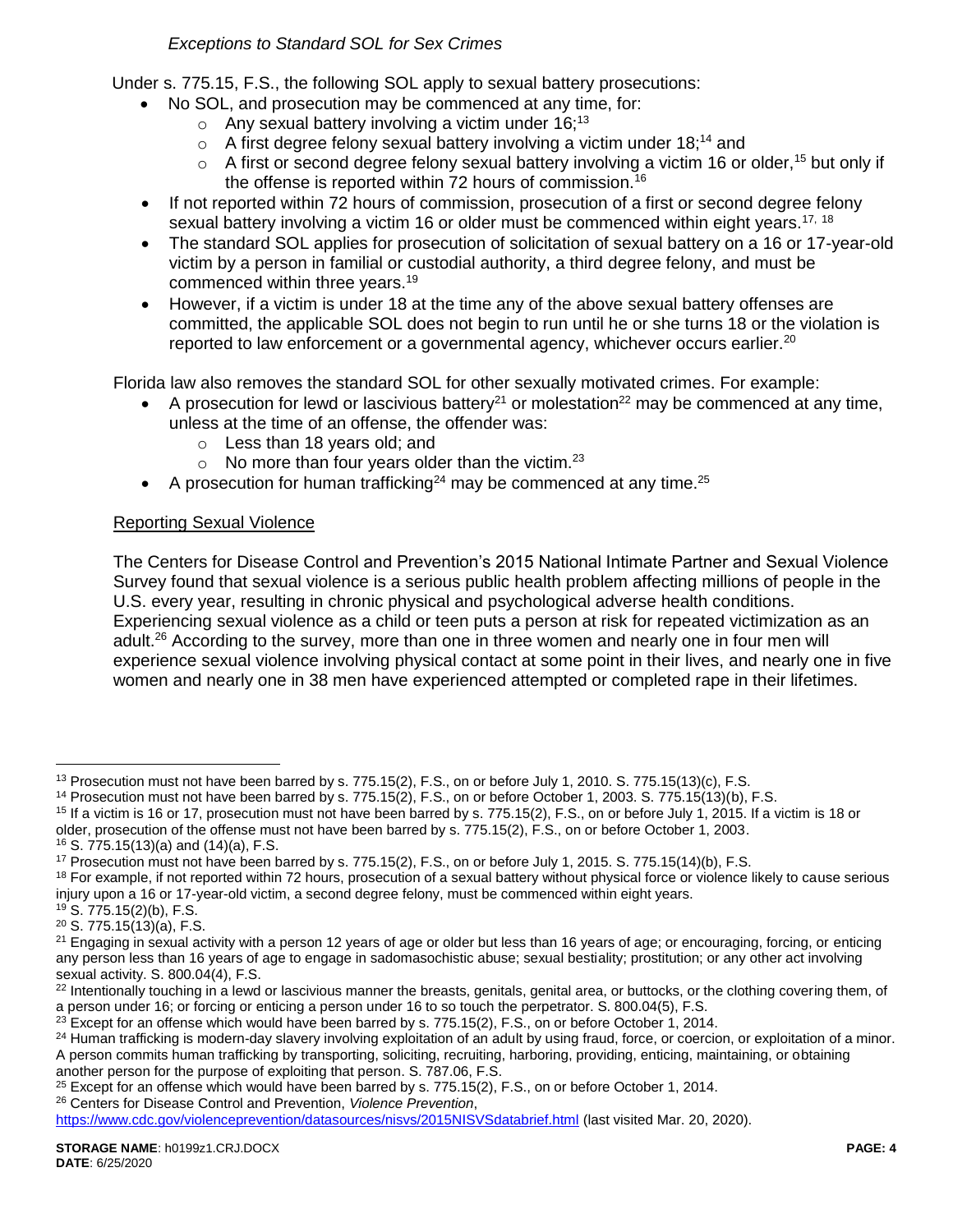### *Exceptions to Standard SOL for Sex Crimes*

Under s. 775.15, F.S., the following SOL apply to sexual battery prosecutions:

- No SOL, and prosecution may be commenced at any time, for:
  - Any sexual battery involving a victim under 16;[13]
  - A first degree felony sexual battery involving a victim under 18;[14] and
  - A first or second degree felony sexual battery involving a victim 16 or older,[15] but only if the offense is reported within 72 hours of commission.[16]
- If not reported within 72 hours of commission, prosecution of a first or second degree felony sexual battery involving a victim 16 or older must be commenced within eight years.[17, 18]
- The standard SOL applies for prosecution of solicitation of sexual battery on a 16 or 17-year-old victim by a person in familial or custodial authority, a third degree felony, and must be commenced within three years.[19]
- However, if a victim is under 18 at the time any of the above sexual battery offenses are committed, the applicable SOL does not begin to run until he or she turns 18 or the violation is reported to law enforcement or a governmental agency, whichever occurs earlier.[20]

Florida law also removes the standard SOL for other sexually motivated crimes. For example:

- A prosecution for lewd or lascivious battery[21] or molestation[22] may be commenced at any time, unless at the time of an offense, the offender was:
  - Less than 18 years old; and
  - No more than four years older than the victim.[23]
- A prosecution for human trafficking[24] may be commenced at any time.[25]

<u>Reporting Sexual Violence</u>

The Centers for Disease Control and Prevention's 2015 National Intimate Partner and Sexual Violence Survey found that sexual violence is a serious public health problem affecting millions of people in the U.S. every year, resulting in chronic physical and psychological adverse health conditions. Experiencing sexual violence as a child or teen puts a person at risk for repeated victimization as an adult.[26] According to the survey, more than one in three women and nearly one in four men will experience sexual violence involving physical contact at some point in their lives, and nearly one in five women and nearly one in 38 men have experienced attempted or completed rape in their lifetimes.

---

[13] Prosecution must not have been barred by s. 775.15(2), F.S., on or before July 1, 2010. S. 775.15(13)(c), F.S.

[14] Prosecution must not have been barred by s. 775.15(2), F.S., on or before October 1, 2003. S. 775.15(13)(b), F.S.

[15] If a victim is 16 or 17, prosecution must not have been barred by s. 775.15(2), F.S., on or before July 1, 2015. If a victim is 18 or older, prosecution of the offense must not have been barred by s. 775.15(2), F.S., on or before October 1, 2003.

[16] S. 775.15(13)(a) and (14)(a), F.S.

[17] Prosecution must not have been barred by s. 775.15(2), F.S., on or before July 1, 2015. S. 775.15(14)(b), F.S.

[18] For example, if not reported within 72 hours, prosecution of a sexual battery without physical force or violence likely to cause serious injury upon a 16 or 17-year-old victim, a second degree felony, must be commenced within eight years.

[19] S. 775.15(2)(b), F.S.

[20] S. 775.15(13)(a), F.S.

[21] Engaging in sexual activity with a person 12 years of age or older but less than 16 years of age; or encouraging, forcing, or enticing any person less than 16 years of age to engage in sadomasochistic abuse; sexual bestiality; prostitution; or any other act involving sexual activity. S. 800.04(4), F.S.

[22] Intentionally touching in a lewd or lascivious manner the breasts, genitals, genital area, or buttocks, or the clothing covering them, of a person under 16; or forcing or enticing a person under 16 to so touch the perpetrator. S. 800.04(5), F.S.

[23] Except for an offense which would have been barred by s. 775.15(2), F.S., on or before October 1, 2014.

[24] Human trafficking is modern-day slavery involving exploitation of an adult by using fraud, force, or coercion, or exploitation of a minor. A person commits human trafficking by transporting, soliciting, recruiting, harboring, providing, enticing, maintaining, or obtaining another person for the purpose of exploiting that person. S. 787.06, F.S.

[25] Except for an offense which would have been barred by s. 775.15(2), F.S., on or before October 1, 2014.

[26] Centers for Disease Control and Prevention, *Violence Prevention*, https://www.cdc.gov/violenceprevention/datasources/nisvs/2015NISVSdatabrief.html (last visited Mar. 20, 2020).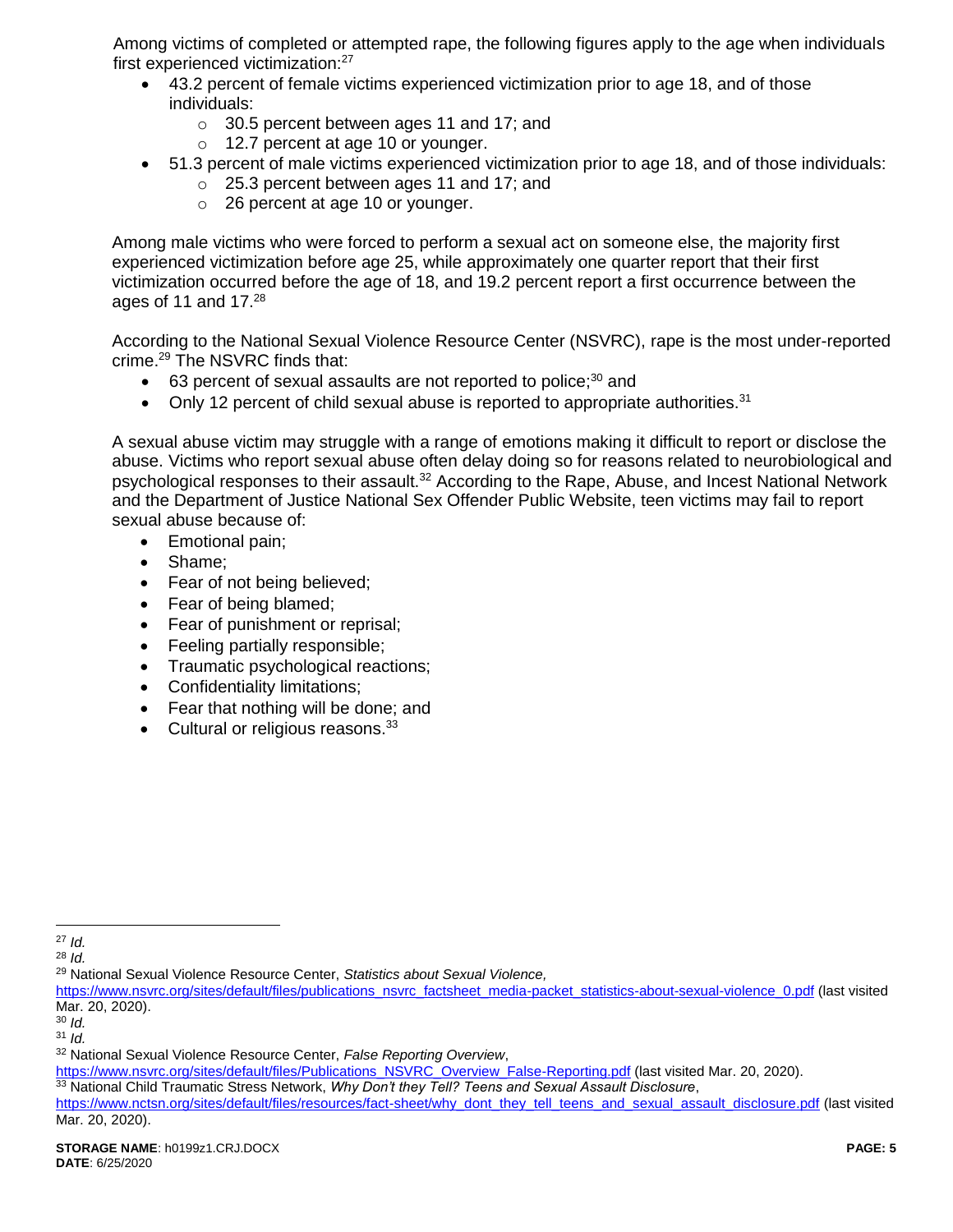Among victims of completed or attempted rape, the following figures apply to the age when individuals first experienced victimization:[27]

- 43.2 percent of female victims experienced victimization prior to age 18, and of those individuals:
  - 30.5 percent between ages 11 and 17; and
  - 12.7 percent at age 10 or younger.
- 51.3 percent of male victims experienced victimization prior to age 18, and of those individuals:
  - 25.3 percent between ages 11 and 17; and
  - 26 percent at age 10 or younger.

Among male victims who were forced to perform a sexual act on someone else, the majority first experienced victimization before age 25, while approximately one quarter report that their first victimization occurred before the age of 18, and 19.2 percent report a first occurrence between the ages of 11 and 17.[28]

According to the National Sexual Violence Resource Center (NSVRC), rape is the most under-reported crime.[29] The NSVRC finds that:

- 63 percent of sexual assaults are not reported to police;[30] and
- Only 12 percent of child sexual abuse is reported to appropriate authorities.[31]

A sexual abuse victim may struggle with a range of emotions making it difficult to report or disclose the abuse. Victims who report sexual abuse often delay doing so for reasons related to neurobiological and psychological responses to their assault.[32] According to the Rape, Abuse, and Incest National Network and the Department of Justice National Sex Offender Public Website, teen victims may fail to report sexual abuse because of:

- Emotional pain;
- Shame;
- Fear of not being believed;
- Fear of being blamed;
- Fear of punishment or reprisal;
- Feeling partially responsible;
- Traumatic psychological reactions;
- Confidentiality limitations;
- Fear that nothing will be done; and
- Cultural or religious reasons.[33]

---

[27] *Id.*

[28] *Id.*

[29] National Sexual Violence Resource Center, *Statistics about Sexual Violence,* https://www.nsvrc.org/sites/default/files/publications_nsvrc_factsheet_media-packet_statistics-about-sexual-violence_0.pdf (last visited Mar. 20, 2020).

[30] *Id.*

[31] *Id.*

[32] National Sexual Violence Resource Center, *False Reporting Overview*, https://www.nsvrc.org/sites/default/files/Publications_NSVRC_Overview_False-Reporting.pdf (last visited Mar. 20, 2020).

[33] National Child Traumatic Stress Network, *Why Don't they Tell? Teens and Sexual Assault Disclosure*, https://www.nctsn.org/sites/default/files/resources/fact-sheet/why_dont_they_tell_teens_and_sexual_assault_disclosure.pdf (last visited Mar. 20, 2020).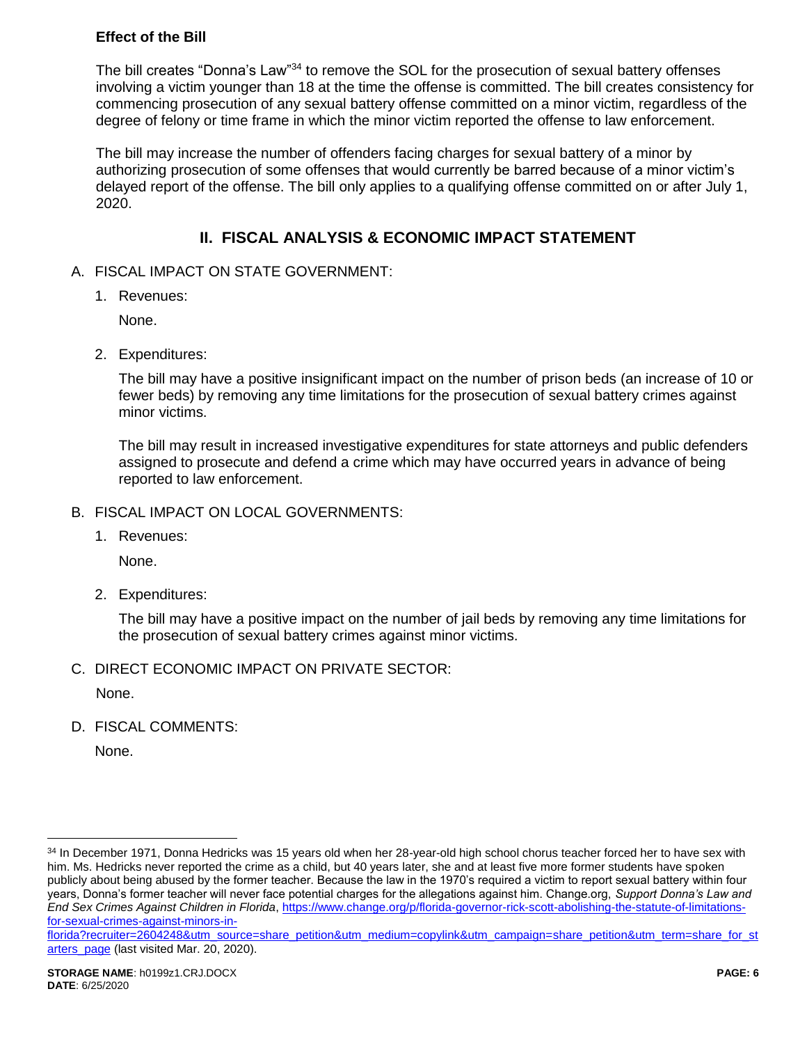### Effect of the Bill

The bill creates "Donna's Law"[34] to remove the SOL for the prosecution of sexual battery offenses involving a victim younger than 18 at the time the offense is committed. The bill creates consistency for commencing prosecution of any sexual battery offense committed on a minor victim, regardless of the degree of felony or time frame in which the minor victim reported the offense to law enforcement.

The bill may increase the number of offenders facing charges for sexual battery of a minor by authorizing prosecution of some offenses that would currently be barred because of a minor victim's delayed report of the offense. The bill only applies to a qualifying offense committed on or after July 1, 2020.

## II. FISCAL ANALYSIS & ECONOMIC IMPACT STATEMENT

A. FISCAL IMPACT ON STATE GOVERNMENT:

1. Revenues:

   None.

2. Expenditures:

   The bill may have a positive insignificant impact on the number of prison beds (an increase of 10 or fewer beds) by removing any time limitations for the prosecution of sexual battery crimes against minor victims.

   The bill may result in increased investigative expenditures for state attorneys and public defenders assigned to prosecute and defend a crime which may have occurred years in advance of being reported to law enforcement.

B. FISCAL IMPACT ON LOCAL GOVERNMENTS:

1. Revenues:

   None.

2. Expenditures:

   The bill may have a positive impact on the number of jail beds by removing any time limitations for the prosecution of sexual battery crimes against minor victims.

C. DIRECT ECONOMIC IMPACT ON PRIVATE SECTOR:

   None.

D. FISCAL COMMENTS:

   None.

---

[34] In December 1971, Donna Hedricks was 15 years old when her 28-year-old high school chorus teacher forced her to have sex with him. Ms. Hedricks never reported the crime as a child, but 40 years later, she and at least five more former students have spoken publicly about being abused by the former teacher. Because the law in the 1970's required a victim to report sexual battery within four years, Donna's former teacher will never face potential charges for the allegations against him. Change.org, *Support Donna's Law and End Sex Crimes Against Children in Florida*, https://www.change.org/p/florida-governor-rick-scott-abolishing-the-statute-of-limitations-for-sexual-crimes-against-minors-in-florida?recruiter=2604248&utm_source=share_petition&utm_medium=copylink&utm_campaign=share_petition&utm_term=share_for_starters_page (last visited Mar. 20, 2020).